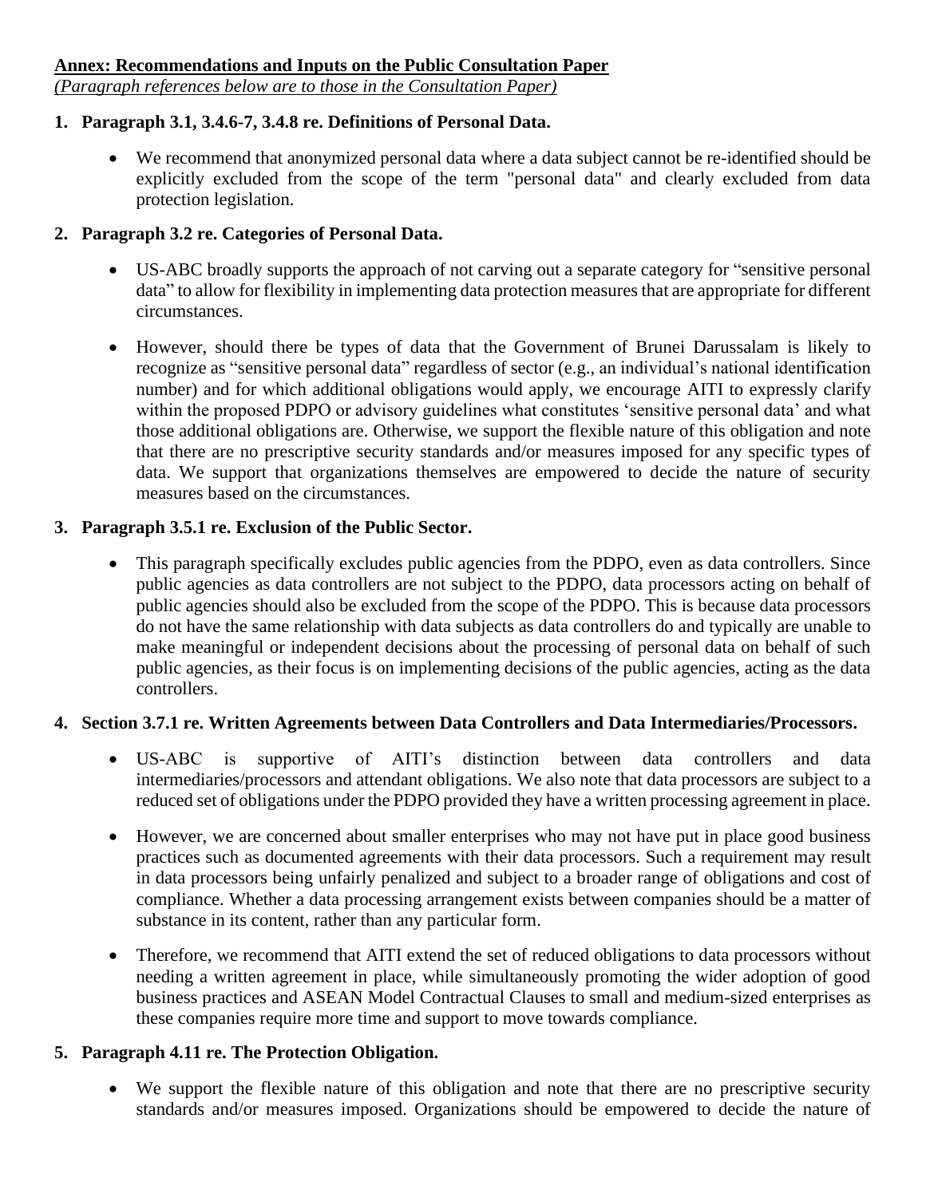**Annex: Recommendations and Inputs on the Public Consultation Paper**

*(Paragraph references below are to those in the Consultation Paper)*

1. **Paragraph 3.1, 3.4.6-7, 3.4.8 re. Definitions of Personal Data.**

    - We recommend that anonymized personal data where a data subject cannot be re-identified should be explicitly excluded from the scope of the term "personal data" and clearly excluded from data protection legislation.

2. **Paragraph 3.2 re. Categories of Personal Data.**

    - US-ABC broadly supports the approach of not carving out a separate category for "sensitive personal data" to allow for flexibility in implementing data protection measures that are appropriate for different circumstances.

    - However, should there be types of data that the Government of Brunei Darussalam is likely to recognize as "sensitive personal data" regardless of sector (e.g., an individual's national identification number) and for which additional obligations would apply, we encourage AITI to expressly clarify within the proposed PDPO or advisory guidelines what constitutes 'sensitive personal data' and what those additional obligations are. Otherwise, we support the flexible nature of this obligation and note that there are no prescriptive security standards and/or measures imposed for any specific types of data. We support that organizations themselves are empowered to decide the nature of security measures based on the circumstances.

3. **Paragraph 3.5.1 re. Exclusion of the Public Sector.**

    - This paragraph specifically excludes public agencies from the PDPO, even as data controllers. Since public agencies as data controllers are not subject to the PDPO, data processors acting on behalf of public agencies should also be excluded from the scope of the PDPO. This is because data processors do not have the same relationship with data subjects as data controllers do and typically are unable to make meaningful or independent decisions about the processing of personal data on behalf of such public agencies, as their focus is on implementing decisions of the public agencies, acting as the data controllers.

4. **Section 3.7.1 re. Written Agreements between Data Controllers and Data Intermediaries/Processors.**

    - US-ABC is supportive of AITI's distinction between data controllers and data intermediaries/processors and attendant obligations. We also note that data processors are subject to a reduced set of obligations under the PDPO provided they have a written processing agreement in place.

    - However, we are concerned about smaller enterprises who may not have put in place good business practices such as documented agreements with their data processors. Such a requirement may result in data processors being unfairly penalized and subject to a broader range of obligations and cost of compliance. Whether a data processing arrangement exists between companies should be a matter of substance in its content, rather than any particular form.

    - Therefore, we recommend that AITI extend the set of reduced obligations to data processors without needing a written agreement in place, while simultaneously promoting the wider adoption of good business practices and ASEAN Model Contractual Clauses to small and medium-sized enterprises as these companies require more time and support to move towards compliance.

5. **Paragraph 4.11 re. The Protection Obligation.**

    - We support the flexible nature of this obligation and note that there are no prescriptive security standards and/or measures imposed. Organizations should be empowered to decide the nature of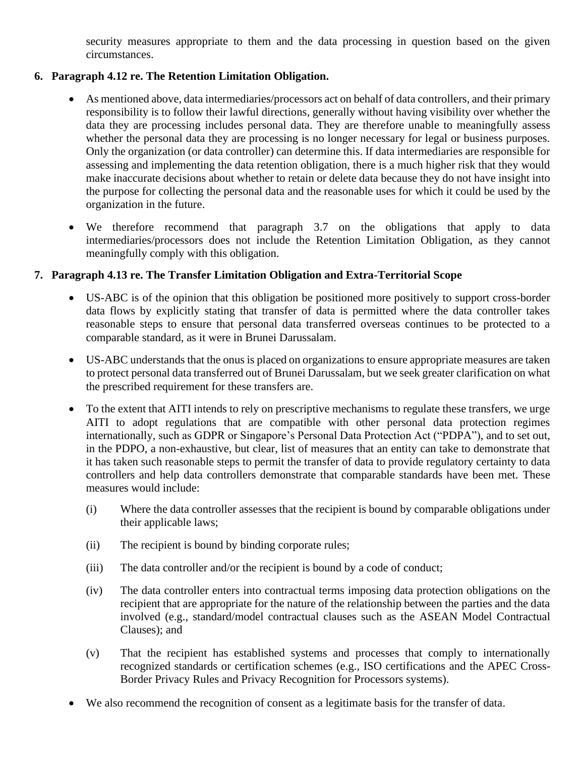security measures appropriate to them and the data processing in question based on the given circumstances.

**6. Paragraph 4.12 re. The Retention Limitation Obligation.**

- As mentioned above, data intermediaries/processors act on behalf of data controllers, and their primary responsibility is to follow their lawful directions, generally without having visibility over whether the data they are processing includes personal data. They are therefore unable to meaningfully assess whether the personal data they are processing is no longer necessary for legal or business purposes. Only the organization (or data controller) can determine this. If data intermediaries are responsible for assessing and implementing the data retention obligation, there is a much higher risk that they would make inaccurate decisions about whether to retain or delete data because they do not have insight into the purpose for collecting the personal data and the reasonable uses for which it could be used by the organization in the future.

- We therefore recommend that paragraph 3.7 on the obligations that apply to data intermediaries/processors does not include the Retention Limitation Obligation, as they cannot meaningfully comply with this obligation.

**7. Paragraph 4.13 re. The Transfer Limitation Obligation and Extra-Territorial Scope**

- US-ABC is of the opinion that this obligation be positioned more positively to support cross-border data flows by explicitly stating that transfer of data is permitted where the data controller takes reasonable steps to ensure that personal data transferred overseas continues to be protected to a comparable standard, as it were in Brunei Darussalam.

- US-ABC understands that the onus is placed on organizations to ensure appropriate measures are taken to protect personal data transferred out of Brunei Darussalam, but we seek greater clarification on what the prescribed requirement for these transfers are.

- To the extent that AITI intends to rely on prescriptive mechanisms to regulate these transfers, we urge AITI to adopt regulations that are compatible with other personal data protection regimes internationally, such as GDPR or Singapore's Personal Data Protection Act ("PDPA"), and to set out, in the PDPO, a non-exhaustive, but clear, list of measures that an entity can take to demonstrate that it has taken such reasonable steps to permit the transfer of data to provide regulatory certainty to data controllers and help data controllers demonstrate that comparable standards have been met. These measures would include:

  (i) Where the data controller assesses that the recipient is bound by comparable obligations under their applicable laws;

  (ii) The recipient is bound by binding corporate rules;

  (iii) The data controller and/or the recipient is bound by a code of conduct;

  (iv) The data controller enters into contractual terms imposing data protection obligations on the recipient that are appropriate for the nature of the relationship between the parties and the data involved (e.g., standard/model contractual clauses such as the ASEAN Model Contractual Clauses); and

  (v) That the recipient has established systems and processes that comply to internationally recognized standards or certification schemes (e.g., ISO certifications and the APEC Cross-Border Privacy Rules and Privacy Recognition for Processors systems).

- We also recommend the recognition of consent as a legitimate basis for the transfer of data.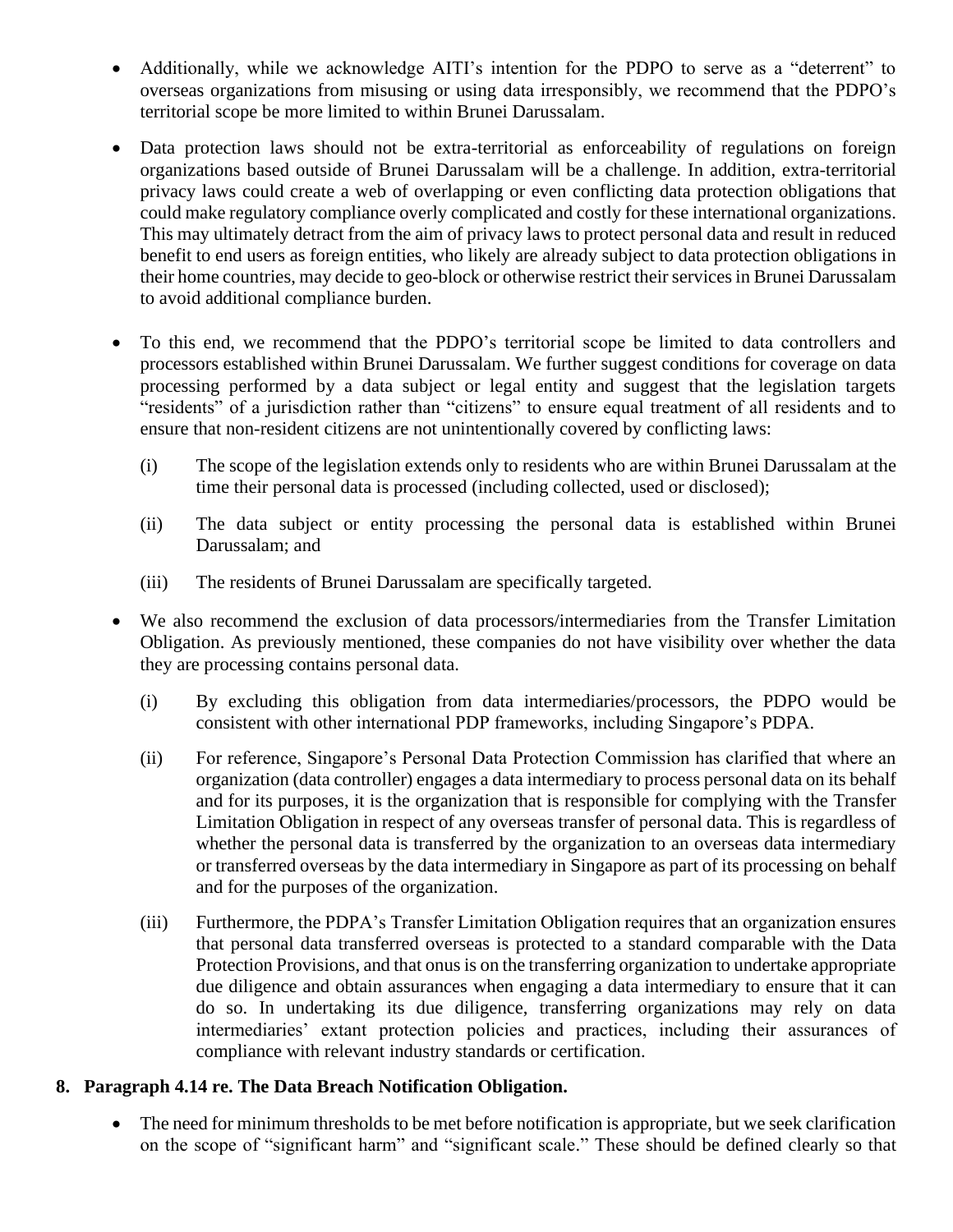- Additionally, while we acknowledge AITI's intention for the PDPO to serve as a "deterrent" to overseas organizations from misusing or using data irresponsibly, we recommend that the PDPO's territorial scope be more limited to within Brunei Darussalam.

- Data protection laws should not be extra-territorial as enforceability of regulations on foreign organizations based outside of Brunei Darussalam will be a challenge. In addition, extra-territorial privacy laws could create a web of overlapping or even conflicting data protection obligations that could make regulatory compliance overly complicated and costly for these international organizations. This may ultimately detract from the aim of privacy laws to protect personal data and result in reduced benefit to end users as foreign entities, who likely are already subject to data protection obligations in their home countries, may decide to geo-block or otherwise restrict their services in Brunei Darussalam to avoid additional compliance burden.

- To this end, we recommend that the PDPO's territorial scope be limited to data controllers and processors established within Brunei Darussalam. We further suggest conditions for coverage on data processing performed by a data subject or legal entity and suggest that the legislation targets "residents" of a jurisdiction rather than "citizens" to ensure equal treatment of all residents and to ensure that non-resident citizens are not unintentionally covered by conflicting laws:

  (i) The scope of the legislation extends only to residents who are within Brunei Darussalam at the time their personal data is processed (including collected, used or disclosed);

  (ii) The data subject or entity processing the personal data is established within Brunei Darussalam; and

  (iii) The residents of Brunei Darussalam are specifically targeted.

- We also recommend the exclusion of data processors/intermediaries from the Transfer Limitation Obligation. As previously mentioned, these companies do not have visibility over whether the data they are processing contains personal data.

  (i) By excluding this obligation from data intermediaries/processors, the PDPO would be consistent with other international PDP frameworks, including Singapore's PDPA.

  (ii) For reference, Singapore's Personal Data Protection Commission has clarified that where an organization (data controller) engages a data intermediary to process personal data on its behalf and for its purposes, it is the organization that is responsible for complying with the Transfer Limitation Obligation in respect of any overseas transfer of personal data. This is regardless of whether the personal data is transferred by the organization to an overseas data intermediary or transferred overseas by the data intermediary in Singapore as part of its processing on behalf and for the purposes of the organization.

  (iii) Furthermore, the PDPA's Transfer Limitation Obligation requires that an organization ensures that personal data transferred overseas is protected to a standard comparable with the Data Protection Provisions, and that onus is on the transferring organization to undertake appropriate due diligence and obtain assurances when engaging a data intermediary to ensure that it can do so. In undertaking its due diligence, transferring organizations may rely on data intermediaries' extant protection policies and practices, including their assurances of compliance with relevant industry standards or certification.

**8. Paragraph 4.14 re. The Data Breach Notification Obligation.**

- The need for minimum thresholds to be met before notification is appropriate, but we seek clarification on the scope of "significant harm" and "significant scale." These should be defined clearly so that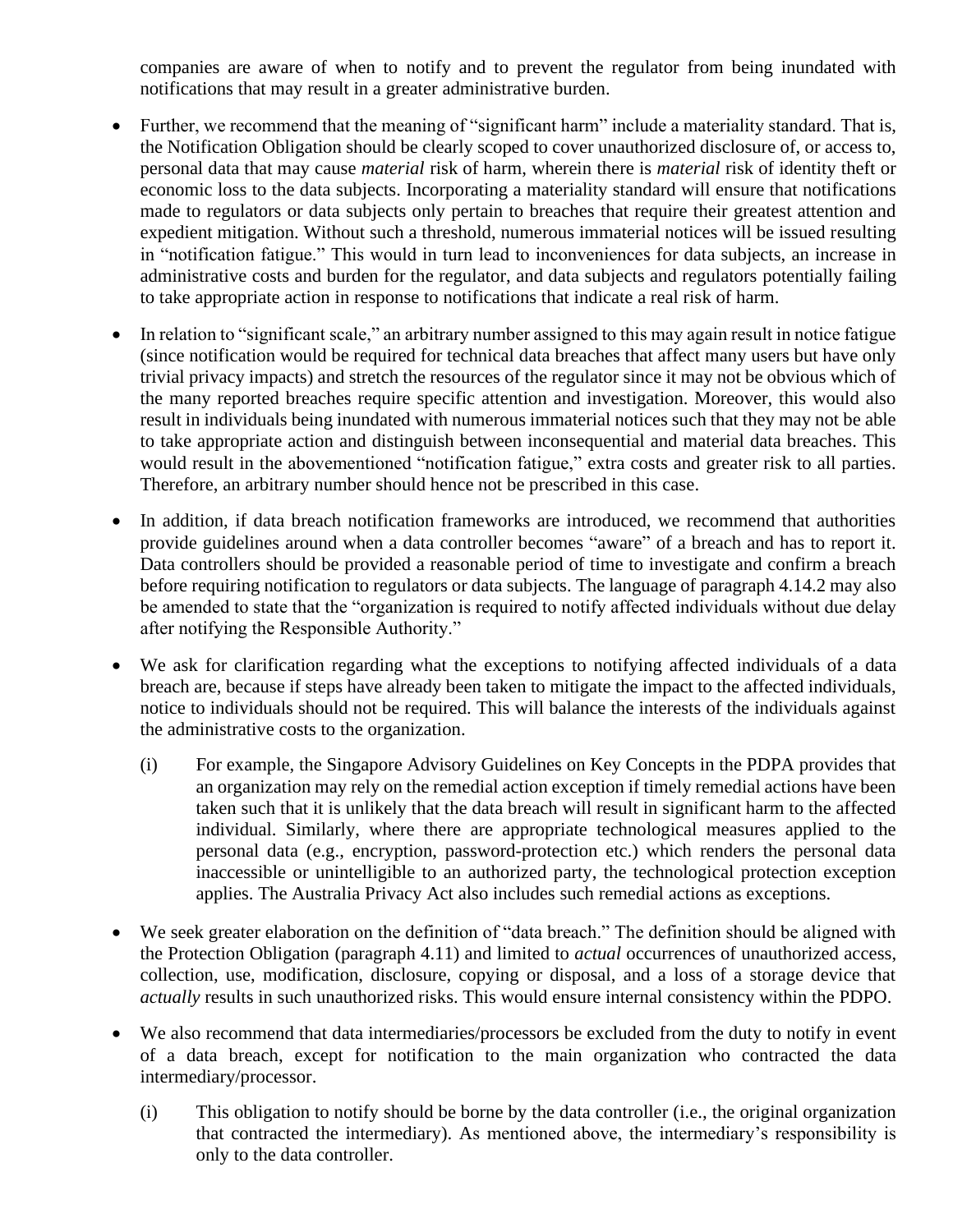companies are aware of when to notify and to prevent the regulator from being inundated with notifications that may result in a greater administrative burden.

- Further, we recommend that the meaning of "significant harm" include a materiality standard. That is, the Notification Obligation should be clearly scoped to cover unauthorized disclosure of, or access to, personal data that may cause *material* risk of harm, wherein there is *material* risk of identity theft or economic loss to the data subjects. Incorporating a materiality standard will ensure that notifications made to regulators or data subjects only pertain to breaches that require their greatest attention and expedient mitigation. Without such a threshold, numerous immaterial notices will be issued resulting in "notification fatigue." This would in turn lead to inconveniences for data subjects, an increase in administrative costs and burden for the regulator, and data subjects and regulators potentially failing to take appropriate action in response to notifications that indicate a real risk of harm.

- In relation to "significant scale," an arbitrary number assigned to this may again result in notice fatigue (since notification would be required for technical data breaches that affect many users but have only trivial privacy impacts) and stretch the resources of the regulator since it may not be obvious which of the many reported breaches require specific attention and investigation. Moreover, this would also result in individuals being inundated with numerous immaterial notices such that they may not be able to take appropriate action and distinguish between inconsequential and material data breaches. This would result in the abovementioned "notification fatigue," extra costs and greater risk to all parties. Therefore, an arbitrary number should hence not be prescribed in this case.

- In addition, if data breach notification frameworks are introduced, we recommend that authorities provide guidelines around when a data controller becomes "aware" of a breach and has to report it. Data controllers should be provided a reasonable period of time to investigate and confirm a breach before requiring notification to regulators or data subjects. The language of paragraph 4.14.2 may also be amended to state that the "organization is required to notify affected individuals without due delay after notifying the Responsible Authority."

- We ask for clarification regarding what the exceptions to notifying affected individuals of a data breach are, because if steps have already been taken to mitigate the impact to the affected individuals, notice to individuals should not be required. This will balance the interests of the individuals against the administrative costs to the organization.

    (i) For example, the Singapore Advisory Guidelines on Key Concepts in the PDPA provides that an organization may rely on the remedial action exception if timely remedial actions have been taken such that it is unlikely that the data breach will result in significant harm to the affected individual. Similarly, where there are appropriate technological measures applied to the personal data (e.g., encryption, password-protection etc.) which renders the personal data inaccessible or unintelligible to an authorized party, the technological protection exception applies. The Australia Privacy Act also includes such remedial actions as exceptions.

- We seek greater elaboration on the definition of "data breach." The definition should be aligned with the Protection Obligation (paragraph 4.11) and limited to *actual* occurrences of unauthorized access, collection, use, modification, disclosure, copying or disposal, and a loss of a storage device that *actually* results in such unauthorized risks. This would ensure internal consistency within the PDPO.

- We also recommend that data intermediaries/processors be excluded from the duty to notify in event of a data breach, except for notification to the main organization who contracted the data intermediary/processor.

    (i) This obligation to notify should be borne by the data controller (i.e., the original organization that contracted the intermediary). As mentioned above, the intermediary's responsibility is only to the data controller.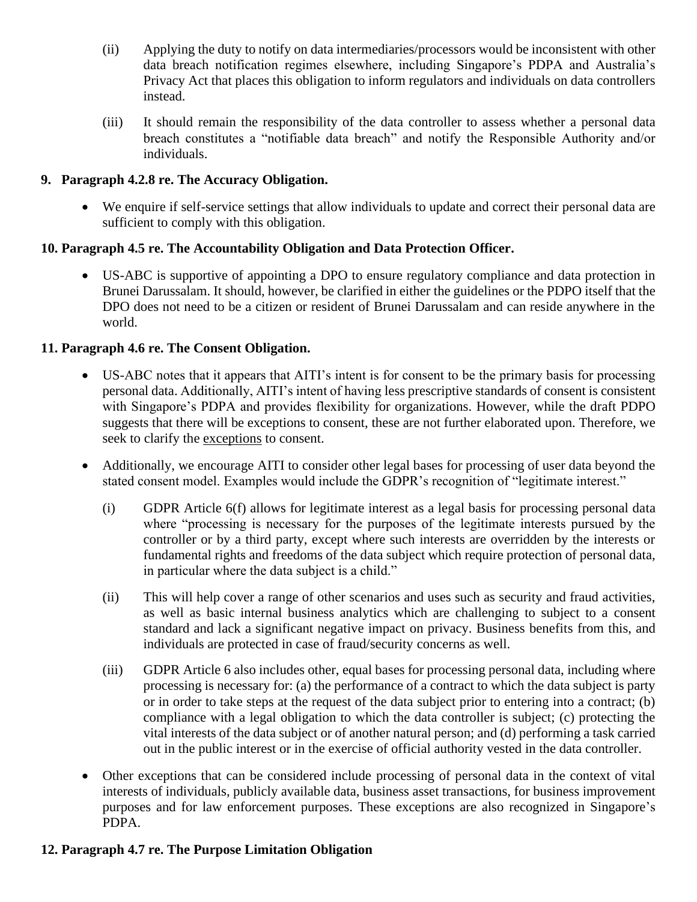(ii) Applying the duty to notify on data intermediaries/processors would be inconsistent with other data breach notification regimes elsewhere, including Singapore's PDPA and Australia's Privacy Act that places this obligation to inform regulators and individuals on data controllers instead.

(iii) It should remain the responsibility of the data controller to assess whether a personal data breach constitutes a "notifiable data breach" and notify the Responsible Authority and/or individuals.

**9. Paragraph 4.2.8 re. The Accuracy Obligation.**

- We enquire if self-service settings that allow individuals to update and correct their personal data are sufficient to comply with this obligation.

**10. Paragraph 4.5 re. The Accountability Obligation and Data Protection Officer.**

- US-ABC is supportive of appointing a DPO to ensure regulatory compliance and data protection in Brunei Darussalam. It should, however, be clarified in either the guidelines or the PDPO itself that the DPO does not need to be a citizen or resident of Brunei Darussalam and can reside anywhere in the world.

**11. Paragraph 4.6 re. The Consent Obligation.**

- US-ABC notes that it appears that AITI's intent is for consent to be the primary basis for processing personal data. Additionally, AITI's intent of having less prescriptive standards of consent is consistent with Singapore's PDPA and provides flexibility for organizations. However, while the draft PDPO suggests that there will be exceptions to consent, these are not further elaborated upon. Therefore, we seek to clarify the exceptions to consent.

- Additionally, we encourage AITI to consider other legal bases for processing of user data beyond the stated consent model. Examples would include the GDPR's recognition of "legitimate interest."

  (i) GDPR Article 6(f) allows for legitimate interest as a legal basis for processing personal data where "processing is necessary for the purposes of the legitimate interests pursued by the controller or by a third party, except where such interests are overridden by the interests or fundamental rights and freedoms of the data subject which require protection of personal data, in particular where the data subject is a child."

  (ii) This will help cover a range of other scenarios and uses such as security and fraud activities, as well as basic internal business analytics which are challenging to subject to a consent standard and lack a significant negative impact on privacy. Business benefits from this, and individuals are protected in case of fraud/security concerns as well.

  (iii) GDPR Article 6 also includes other, equal bases for processing personal data, including where processing is necessary for: (a) the performance of a contract to which the data subject is party or in order to take steps at the request of the data subject prior to entering into a contract; (b) compliance with a legal obligation to which the data controller is subject; (c) protecting the vital interests of the data subject or of another natural person; and (d) performing a task carried out in the public interest or in the exercise of official authority vested in the data controller.

- Other exceptions that can be considered include processing of personal data in the context of vital interests of individuals, publicly available data, business asset transactions, for business improvement purposes and for law enforcement purposes. These exceptions are also recognized in Singapore's PDPA.

**12. Paragraph 4.7 re. The Purpose Limitation Obligation**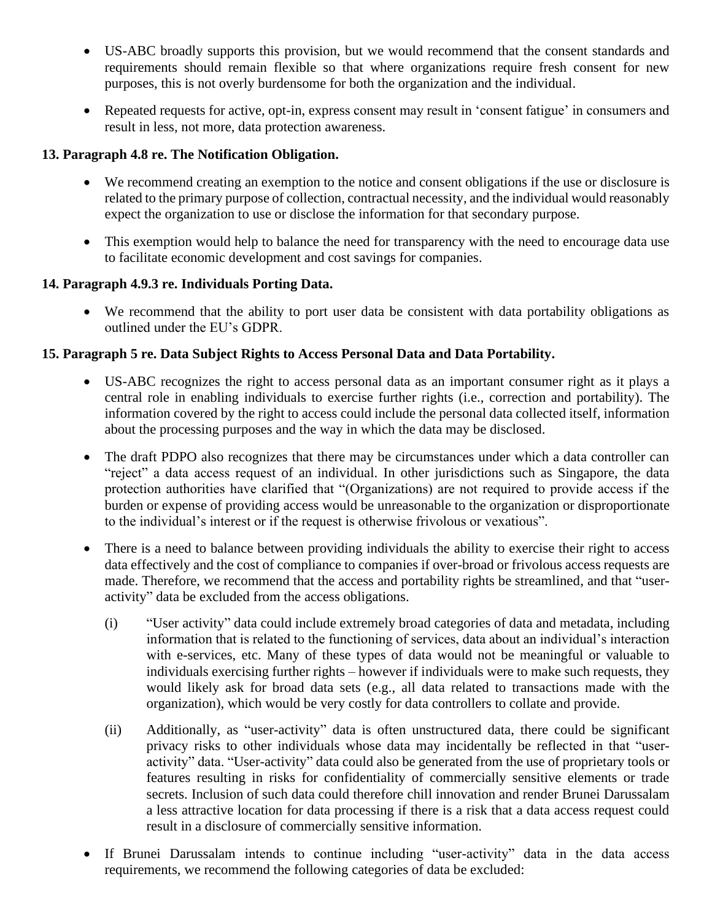- US-ABC broadly supports this provision, but we would recommend that the consent standards and requirements should remain flexible so that where organizations require fresh consent for new purposes, this is not overly burdensome for both the organization and the individual.
- Repeated requests for active, opt-in, express consent may result in 'consent fatigue' in consumers and result in less, not more, data protection awareness.

**13. Paragraph 4.8 re. The Notification Obligation.**

- We recommend creating an exemption to the notice and consent obligations if the use or disclosure is related to the primary purpose of collection, contractual necessity, and the individual would reasonably expect the organization to use or disclose the information for that secondary purpose.
- This exemption would help to balance the need for transparency with the need to encourage data use to facilitate economic development and cost savings for companies.

**14. Paragraph 4.9.3 re. Individuals Porting Data.**

- We recommend that the ability to port user data be consistent with data portability obligations as outlined under the EU's GDPR.

**15. Paragraph 5 re. Data Subject Rights to Access Personal Data and Data Portability.**

- US-ABC recognizes the right to access personal data as an important consumer right as it plays a central role in enabling individuals to exercise further rights (i.e., correction and portability). The information covered by the right to access could include the personal data collected itself, information about the processing purposes and the way in which the data may be disclosed.
- The draft PDPO also recognizes that there may be circumstances under which a data controller can "reject" a data access request of an individual. In other jurisdictions such as Singapore, the data protection authorities have clarified that "(Organizations) are not required to provide access if the burden or expense of providing access would be unreasonable to the organization or disproportionate to the individual's interest or if the request is otherwise frivolous or vexatious".
- There is a need to balance between providing individuals the ability to exercise their right to access data effectively and the cost of compliance to companies if over-broad or frivolous access requests are made. Therefore, we recommend that the access and portability rights be streamlined, and that "user-activity" data be excluded from the access obligations.

  (i) "User activity" data could include extremely broad categories of data and metadata, including information that is related to the functioning of services, data about an individual's interaction with e-services, etc. Many of these types of data would not be meaningful or valuable to individuals exercising further rights – however if individuals were to make such requests, they would likely ask for broad data sets (e.g., all data related to transactions made with the organization), which would be very costly for data controllers to collate and provide.

  (ii) Additionally, as "user-activity" data is often unstructured data, there could be significant privacy risks to other individuals whose data may incidentally be reflected in that "user-activity" data. "User-activity" data could also be generated from the use of proprietary tools or features resulting in risks for confidentiality of commercially sensitive elements or trade secrets. Inclusion of such data could therefore chill innovation and render Brunei Darussalam a less attractive location for data processing if there is a risk that a data access request could result in a disclosure of commercially sensitive information.

- If Brunei Darussalam intends to continue including "user-activity" data in the data access requirements, we recommend the following categories of data be excluded: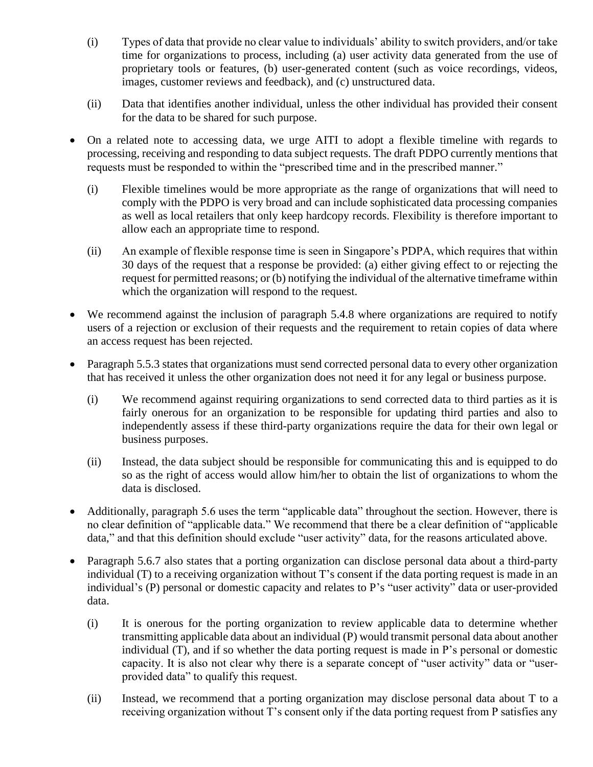(i) Types of data that provide no clear value to individuals' ability to switch providers, and/or take time for organizations to process, including (a) user activity data generated from the use of proprietary tools or features, (b) user-generated content (such as voice recordings, videos, images, customer reviews and feedback), and (c) unstructured data.

(ii) Data that identifies another individual, unless the other individual has provided their consent for the data to be shared for such purpose.

- On a related note to accessing data, we urge AITI to adopt a flexible timeline with regards to processing, receiving and responding to data subject requests. The draft PDPO currently mentions that requests must be responded to within the "prescribed time and in the prescribed manner."

  (i) Flexible timelines would be more appropriate as the range of organizations that will need to comply with the PDPO is very broad and can include sophisticated data processing companies as well as local retailers that only keep hardcopy records. Flexibility is therefore important to allow each an appropriate time to respond.

  (ii) An example of flexible response time is seen in Singapore's PDPA, which requires that within 30 days of the request that a response be provided: (a) either giving effect to or rejecting the request for permitted reasons; or (b) notifying the individual of the alternative timeframe within which the organization will respond to the request.

- We recommend against the inclusion of paragraph 5.4.8 where organizations are required to notify users of a rejection or exclusion of their requests and the requirement to retain copies of data where an access request has been rejected.

- Paragraph 5.5.3 states that organizations must send corrected personal data to every other organization that has received it unless the other organization does not need it for any legal or business purpose.

  (i) We recommend against requiring organizations to send corrected data to third parties as it is fairly onerous for an organization to be responsible for updating third parties and also to independently assess if these third-party organizations require the data for their own legal or business purposes.

  (ii) Instead, the data subject should be responsible for communicating this and is equipped to do so as the right of access would allow him/her to obtain the list of organizations to whom the data is disclosed.

- Additionally, paragraph 5.6 uses the term "applicable data" throughout the section. However, there is no clear definition of "applicable data." We recommend that there be a clear definition of "applicable data," and that this definition should exclude "user activity" data, for the reasons articulated above.

- Paragraph 5.6.7 also states that a porting organization can disclose personal data about a third-party individual (T) to a receiving organization without T's consent if the data porting request is made in an individual's (P) personal or domestic capacity and relates to P's "user activity" data or user-provided data.

  (i) It is onerous for the porting organization to review applicable data to determine whether transmitting applicable data about an individual (P) would transmit personal data about another individual (T), and if so whether the data porting request is made in P's personal or domestic capacity. It is also not clear why there is a separate concept of "user activity" data or "user-provided data" to qualify this request.

  (ii) Instead, we recommend that a porting organization may disclose personal data about T to a receiving organization without T's consent only if the data porting request from P satisfies any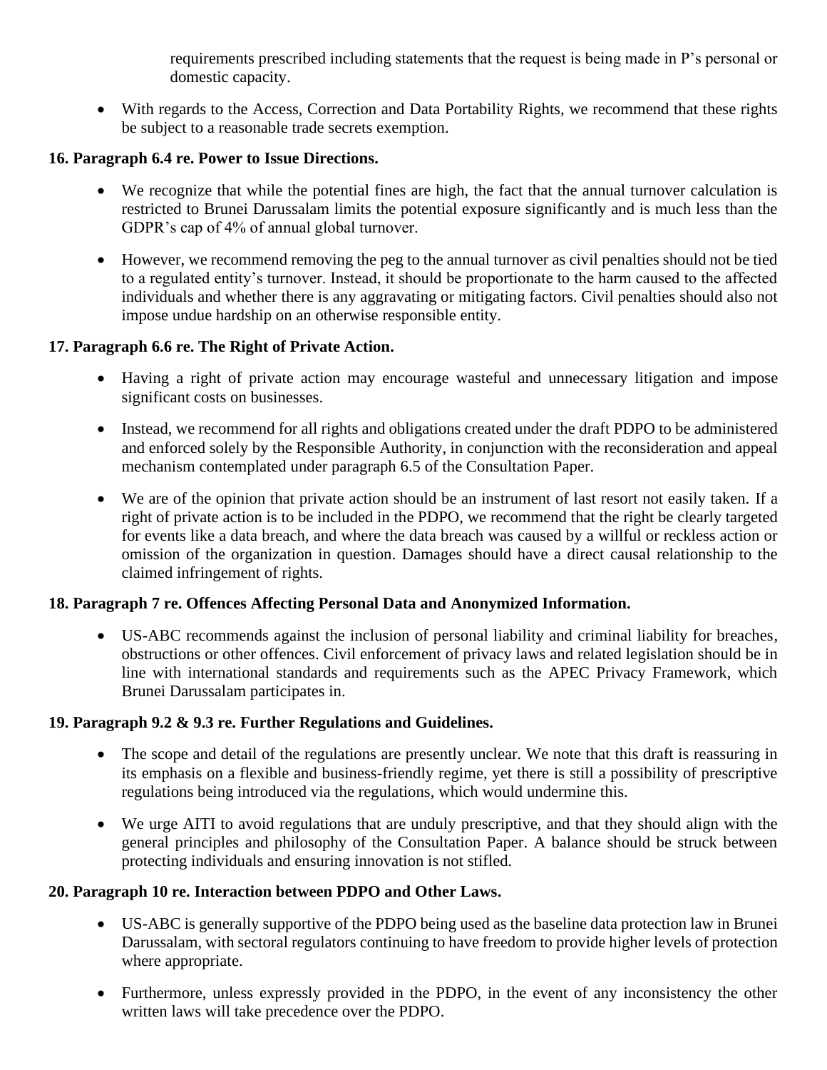requirements prescribed including statements that the request is being made in P's personal or domestic capacity.

- With regards to the Access, Correction and Data Portability Rights, we recommend that these rights be subject to a reasonable trade secrets exemption.

**16. Paragraph 6.4 re. Power to Issue Directions.**

- We recognize that while the potential fines are high, the fact that the annual turnover calculation is restricted to Brunei Darussalam limits the potential exposure significantly and is much less than the GDPR's cap of 4% of annual global turnover.

- However, we recommend removing the peg to the annual turnover as civil penalties should not be tied to a regulated entity's turnover. Instead, it should be proportionate to the harm caused to the affected individuals and whether there is any aggravating or mitigating factors. Civil penalties should also not impose undue hardship on an otherwise responsible entity.

**17. Paragraph 6.6 re. The Right of Private Action.**

- Having a right of private action may encourage wasteful and unnecessary litigation and impose significant costs on businesses.

- Instead, we recommend for all rights and obligations created under the draft PDPO to be administered and enforced solely by the Responsible Authority, in conjunction with the reconsideration and appeal mechanism contemplated under paragraph 6.5 of the Consultation Paper.

- We are of the opinion that private action should be an instrument of last resort not easily taken. If a right of private action is to be included in the PDPO, we recommend that the right be clearly targeted for events like a data breach, and where the data breach was caused by a willful or reckless action or omission of the organization in question. Damages should have a direct causal relationship to the claimed infringement of rights.

**18. Paragraph 7 re. Offences Affecting Personal Data and Anonymized Information.**

- US-ABC recommends against the inclusion of personal liability and criminal liability for breaches, obstructions or other offences. Civil enforcement of privacy laws and related legislation should be in line with international standards and requirements such as the APEC Privacy Framework, which Brunei Darussalam participates in.

**19. Paragraph 9.2 & 9.3 re. Further Regulations and Guidelines.**

- The scope and detail of the regulations are presently unclear. We note that this draft is reassuring in its emphasis on a flexible and business-friendly regime, yet there is still a possibility of prescriptive regulations being introduced via the regulations, which would undermine this.

- We urge AITI to avoid regulations that are unduly prescriptive, and that they should align with the general principles and philosophy of the Consultation Paper. A balance should be struck between protecting individuals and ensuring innovation is not stifled.

**20. Paragraph 10 re. Interaction between PDPO and Other Laws.**

- US-ABC is generally supportive of the PDPO being used as the baseline data protection law in Brunei Darussalam, with sectoral regulators continuing to have freedom to provide higher levels of protection where appropriate.

- Furthermore, unless expressly provided in the PDPO, in the event of any inconsistency the other written laws will take precedence over the PDPO.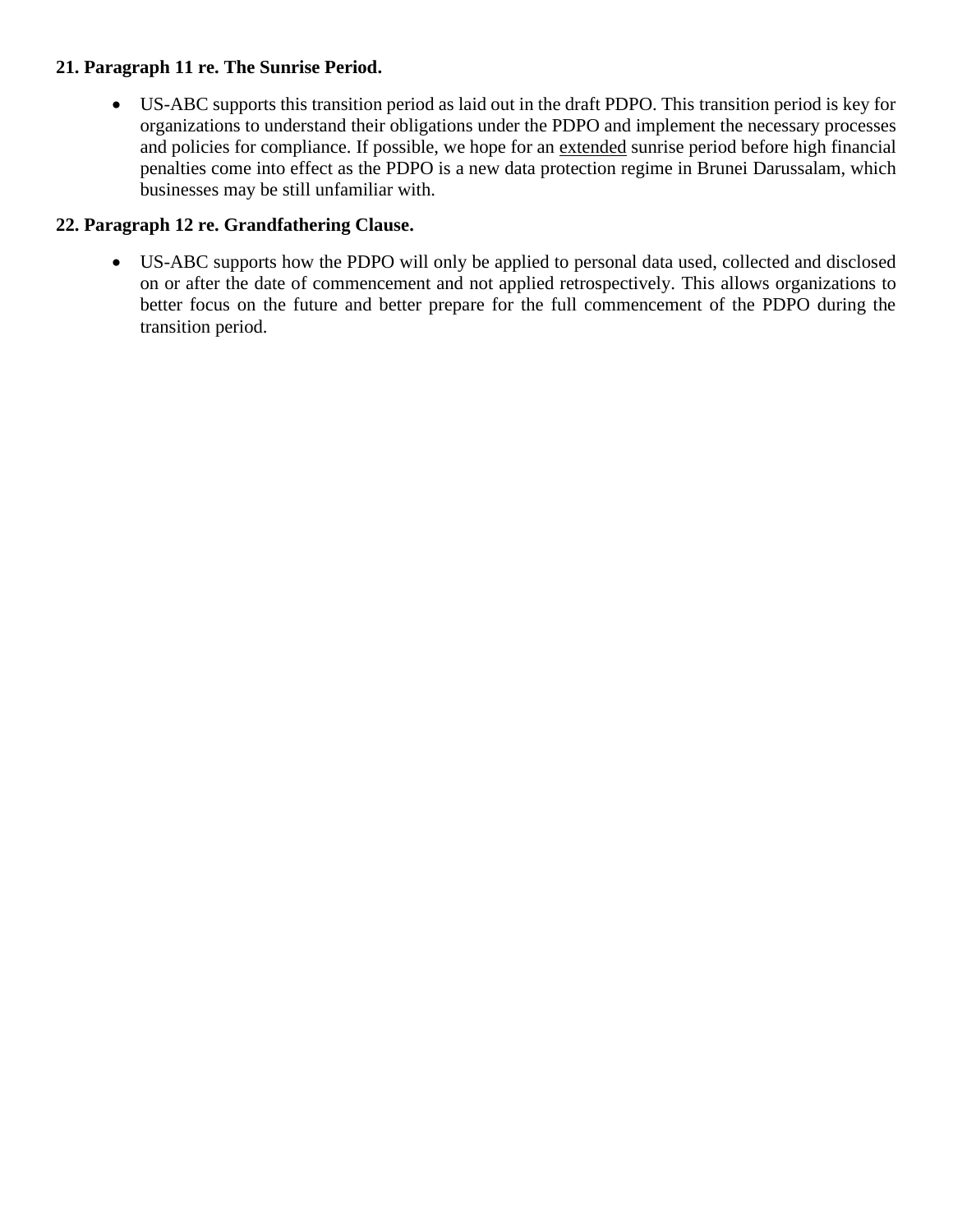**21. Paragraph 11 re. The Sunrise Period.**

- US-ABC supports this transition period as laid out in the draft PDPO. This transition period is key for organizations to understand their obligations under the PDPO and implement the necessary processes and policies for compliance. If possible, we hope for an <u>extended</u> sunrise period before high financial penalties come into effect as the PDPO is a new data protection regime in Brunei Darussalam, which businesses may be still unfamiliar with.

**22. Paragraph 12 re. Grandfathering Clause.**

- US-ABC supports how the PDPO will only be applied to personal data used, collected and disclosed on or after the date of commencement and not applied retrospectively. This allows organizations to better focus on the future and better prepare for the full commencement of the PDPO during the transition period.